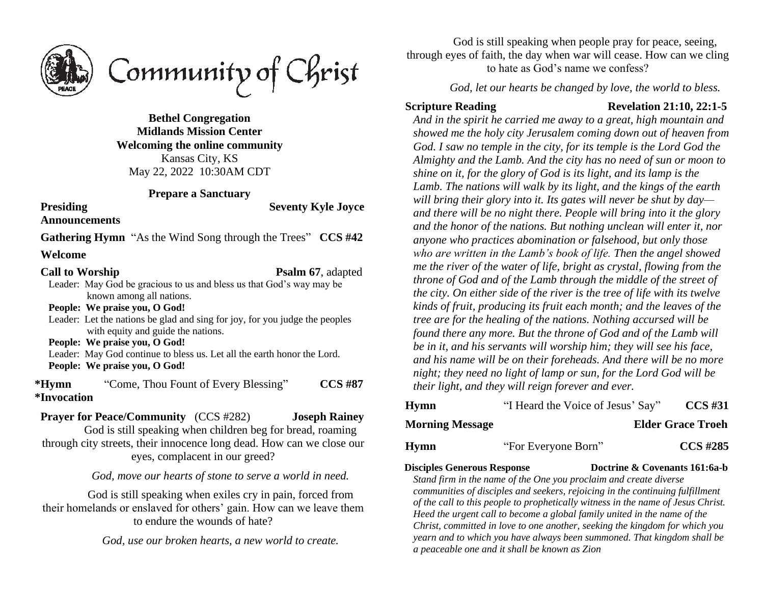# Community of Christ

**Bethel Congregation**
**Midlands Mission Center**
**Welcoming the online community**
Kansas City, KS
May 22, 2022 10:30AM CDT

**Prepare a Sanctuary**

**Presiding** **Seventy Kyle Joyce**

**Announcements**

**Gathering Hymn** "As the Wind Song through the Trees" **CCS #42**

**Welcome**

**Call to Worship** **Psalm 67**, adapted

Leader: May God be gracious to us and bless us that God's way may be known among all nations.

**People: We praise you, O God!**

Leader: Let the nations be glad and sing for joy, for you judge the peoples with equity and guide the nations.

**People: We praise you, O God!**

Leader: May God continue to bless us. Let all the earth honor the Lord.

**People: We praise you, O God!**

**\*Hymn** "Come, Thou Fount of Every Blessing" **CCS #87**

**\*Invocation**

**Prayer for Peace/Community** (CCS #282) **Joseph Rainey**

God is still speaking when children beg for bread, roaming through city streets, their innocence long dead. How can we close our eyes, complacent in our greed?

*God, move our hearts of stone to serve a world in need.*

God is still speaking when exiles cry in pain, forced from their homelands or enslaved for others' gain. How can we leave them to endure the wounds of hate?

*God, use our broken hearts, a new world to create.*

God is still speaking when people pray for peace, seeing, through eyes of faith, the day when war will cease. How can we cling to hate as God's name we confess?

*God, let our hearts be changed by love, the world to bless.*

**Scripture Reading** **Revelation 21:10, 22:1-5**

*And in the spirit he carried me away to a great, high mountain and showed me the holy city Jerusalem coming down out of heaven from God. I saw no temple in the city, for its temple is the Lord God the Almighty and the Lamb. And the city has no need of sun or moon to shine on it, for the glory of God is its light, and its lamp is the Lamb. The nations will walk by its light, and the kings of the earth will bring their glory into it. Its gates will never be shut by day—and there will be no night there. People will bring into it the glory and the honor of the nations. But nothing unclean will enter it, nor anyone who practices abomination or falsehood, but only those who are written in the Lamb's book of life. Then the angel showed me the river of the water of life, bright as crystal, flowing from the throne of God and of the Lamb through the middle of the street of the city. On either side of the river is the tree of life with its twelve kinds of fruit, producing its fruit each month; and the leaves of the tree are for the healing of the nations. Nothing accursed will be found there any more. But the throne of God and of the Lamb will be in it, and his servants will worship him; they will see his face, and his name will be on their foreheads. And there will be no more night; they need no light of lamp or sun, for the Lord God will be their light, and they will reign forever and ever.*

**Hymn** "I Heard the Voice of Jesus' Say" **CCS #31**

**Morning Message** **Elder Grace Troeh**

**Hymn** "For Everyone Born" **CCS #285**

**Disciples Generous Response** **Doctrine & Covenants 161:6a-b**

*Stand firm in the name of the One you proclaim and create diverse communities of disciples and seekers, rejoicing in the continuing fulfillment of the call to this people to prophetically witness in the name of Jesus Christ. Heed the urgent call to become a global family united in the name of the Christ, committed in love to one another, seeking the kingdom for which you yearn and to which you have always been summoned. That kingdom shall be a peaceable one and it shall be known as Zion*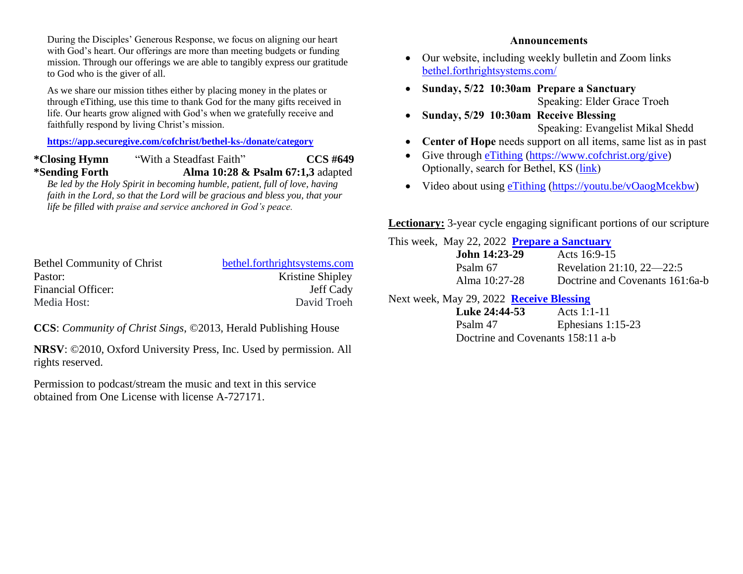During the Disciples' Generous Response, we focus on aligning our heart with God's heart. Our offerings are more than meeting budgets or funding mission. Through our offerings we are able to tangibly express our gratitude to God who is the giver of all.

As we share our mission tithes either by placing money in the plates or through eTithing, use this time to thank God for the many gifts received in life. Our hearts grow aligned with God's when we gratefully receive and faithfully respond by living Christ's mission.

**https://app.securegive.com/cofchrist/bethel-ks-/donate/category**

**\*Closing Hymn** "With a Steadfast Faith" **CCS #649**

**\*Sending Forth** **Alma 10:28 & Psalm 67:1,3** adapted

*Be led by the Holy Spirit in becoming humble, patient, full of love, having faith in the Lord, so that the Lord will be gracious and bless you, that your life be filled with praise and service anchored in God's peace.*

| | |
|---|---|
| Bethel Community of Christ | bethel.forthrightsystems.com |
| Pastor: | Kristine Shipley |
| Financial Officer: | Jeff Cady |
| Media Host: | David Troeh |

**CCS**: *Community of Christ Sings*, ©2013, Herald Publishing House

**NRSV**: ©2010, Oxford University Press, Inc. Used by permission. All rights reserved.

Permission to podcast/stream the music and text in this service obtained from One License with license A-727171.

## Announcements

- Our website, including weekly bulletin and Zoom links bethel.forthrightsystems.com/
- **Sunday, 5/22 10:30am Prepare a Sanctuary**
  Speaking: Elder Grace Troeh
- **Sunday, 5/29 10:30am Receive Blessing**
  Speaking: Evangelist Mikal Shedd
- **Center of Hope** needs support on all items, same list as in past
- Give through eTithing (https://www.cofchrist.org/give)
  Optionally, search for Bethel, KS (link)
- Video about using eTithing (https://youtu.be/vOaogMcekbw)

**Lectionary:** 3-year cycle engaging significant portions of our scripture

This week, May 22, 2022 **Prepare a Sanctuary**

| | |
|---|---|
| **John 14:23-29** | Acts 16:9-15 |
| Psalm 67 | Revelation 21:10, 22—22:5 |
| Alma 10:27-28 | Doctrine and Covenants 161:6a-b |

Next week, May 29, 2022 **Receive Blessing**

| | |
|---|---|
| **Luke 24:44-53** | Acts 1:1-11 |
| Psalm 47 | Ephesians 1:15-23 |
| Doctrine and Covenants 158:11 a-b | |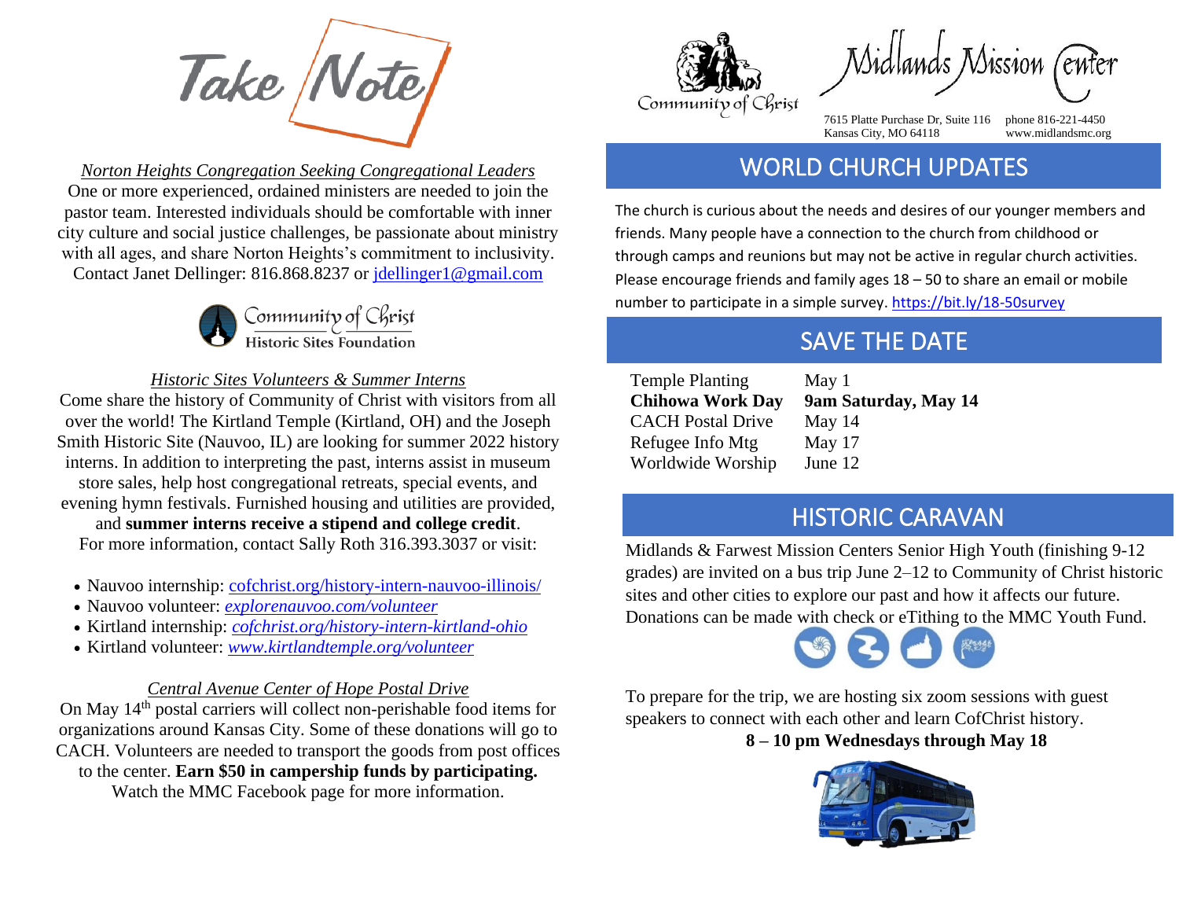# Take Note

*Norton Heights Congregation Seeking Congregational Leaders*

One or more experienced, ordained ministers are needed to join the pastor team. Interested individuals should be comfortable with inner city culture and social justice challenges, be passionate about ministry with all ages, and share Norton Heights's commitment to inclusivity. Contact Janet Dellinger: 816.868.8237 or jdellinger1@gmail.com

Community of Christ Historic Sites Foundation

*Historic Sites Volunteers & Summer Interns*

Come share the history of Community of Christ with visitors from all over the world! The Kirtland Temple (Kirtland, OH) and the Joseph Smith Historic Site (Nauvoo, IL) are looking for summer 2022 history interns. In addition to interpreting the past, interns assist in museum store sales, help host congregational retreats, special events, and evening hymn festivals. Furnished housing and utilities are provided, and **summer interns receive a stipend and college credit**. For more information, contact Sally Roth 316.393.3037 or visit:

- Nauvoo internship: cofchrist.org/history-intern-nauvoo-illinois/
- Nauvoo volunteer: *explorenauvoo.com/volunteer*
- Kirtland internship: *cofchrist.org/history-intern-kirtland-ohio*
- Kirtland volunteer: *www.kirtlandtemple.org/volunteer*

*Central Avenue Center of Hope Postal Drive*

On May 14th postal carriers will collect non-perishable food items for organizations around Kansas City. Some of these donations will go to CACH. Volunteers are needed to transport the goods from post offices to the center. **Earn $50 in campership funds by participating.** Watch the MMC Facebook page for more information.

Community of Christ — Midlands Mission Center

7615 Platte Purchase Dr, Suite 116
Kansas City, MO 64118

phone 816-221-4450
www.midlandsmc.org

## WORLD CHURCH UPDATES

The church is curious about the needs and desires of our younger members and friends. Many people have a connection to the church from childhood or through camps and reunions but may not be active in regular church activities. Please encourage friends and family ages 18 – 50 to share an email or mobile number to participate in a simple survey. https://bit.ly/18-50survey

## SAVE THE DATE

| | |
|---|---|
| Temple Planting | May 1 |
| **Chihowa Work Day** | **9am Saturday, May 14** |
| CACH Postal Drive | May 14 |
| Refugee Info Mtg | May 17 |
| Worldwide Worship | June 12 |

## HISTORIC CARAVAN

Midlands & Farwest Mission Centers Senior High Youth (finishing 9-12 grades) are invited on a bus trip June 2–12 to Community of Christ historic sites and other cities to explore our past and how it affects our future. Donations can be made with check or eTithing to the MMC Youth Fund.

To prepare for the trip, we are hosting six zoom sessions with guest speakers to connect with each other and learn CofChrist history.

**8 – 10 pm Wednesdays through May 18**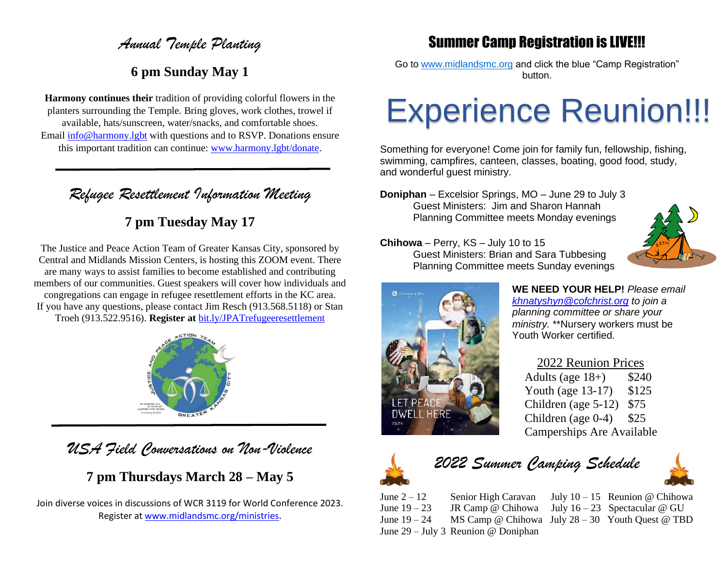## *Annual Temple Planting*

### 6 pm Sunday May 1

**Harmony continues their** tradition of providing colorful flowers in the planters surrounding the Temple. Bring gloves, work clothes, trowel if available, hats/sunscreen, water/snacks, and comfortable shoes. Email info@harmony.lgbt with questions and to RSVP. Donations ensure this important tradition can continue: www.harmony.lgbt/donate.

---

## *Refugee Resettlement Information Meeting*

### 7 pm Tuesday May 17

The Justice and Peace Action Team of Greater Kansas City, sponsored by Central and Midlands Mission Centers, is hosting this ZOOM event. There are many ways to assist families to become established and contributing members of our communities. Guest speakers will cover how individuals and congregations can engage in refugee resettlement efforts in the KC area. If you have any questions, please contact Jim Resch (913.568.5118) or Stan Troeh (913.522.9516). **Register at** bit.ly/JPATrefugeeresettlement

---

## *USA Field Conversations on Non-Violence*

### 7 pm Thursdays March 28 – May 5

Join diverse voices in discussions of WCR 3119 for World Conference 2023. Register at www.midlandsmc.org/ministries.

## Summer Camp Registration is LIVE!!!

Go to www.midlandsmc.org and click the blue "Camp Registration" button.

# Experience Reunion!!!

Something for everyone! Come join for family fun, fellowship, fishing, swimming, campfires, canteen, classes, boating, good food, study, and wonderful guest ministry.

**Doniphan** – Excelsior Springs, MO – June 29 to July 3
Guest Ministers: Jim and Sharon Hannah
Planning Committee meets Monday evenings

**Chihowa** – Perry, KS – July 10 to 15
Guest Ministers: Brian and Sara Tubbesing
Planning Committee meets Sunday evenings

**WE NEED YOUR HELP!** *Please email khnatyshyn@cofchrist.org to join a planning committee or share your ministry.* **Nursery workers must be Youth Worker certified.

2022 Reunion Prices

| | |
|---|---|
| Adults (age 18+) | $240 |
| Youth (age 13-17) | $125 |
| Children (age 5-12) | $75 |
| Children (age 0-4) | $25 |

Camperships Are Available

## *2022 Summer Camping Schedule*

| | | | |
|---|---|---|---|
| June 2 – 12 | Senior High Caravan | July 10 – 15 | Reunion @ Chihowa |
| June 19 – 23 | JR Camp @ Chihowa | July 16 – 23 | Spectacular @ GU |
| June 19 – 24 | MS Camp @ Chihowa | July 28 – 30 | Youth Quest @ TBD |
| June 29 – July 3 | Reunion @ Doniphan | | |